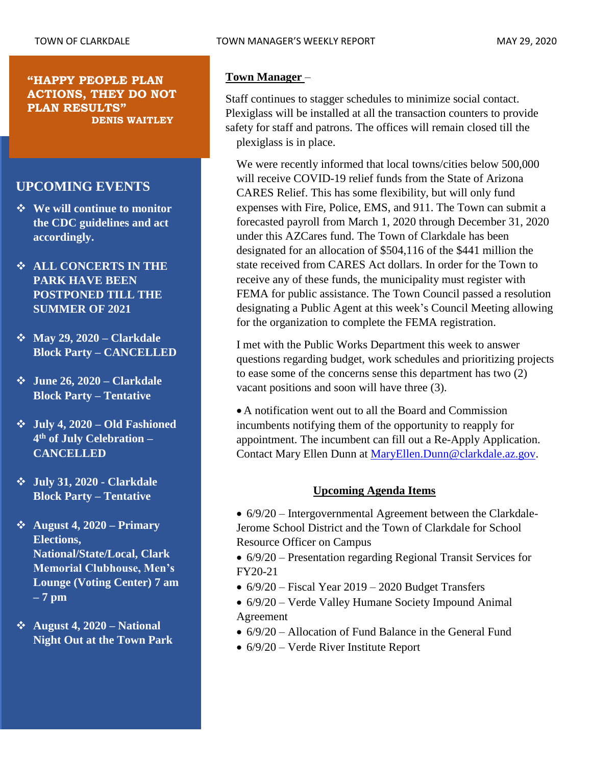**"HAPPY PEOPLE PLAN ACTIONS, THEY DO NOT PLAN RESULTS"**
**DENIS WAITLEY**

## UPCOMING EVENTS

- **We will continue to monitor the CDC guidelines and act accordingly.**
- **ALL CONCERTS IN THE PARK HAVE BEEN POSTPONED TILL THE SUMMER OF 2021**
- **May 29, 2020 – Clarkdale Block Party – CANCELLED**
- **June 26, 2020 – Clarkdale Block Party – Tentative**
- **July 4, 2020 – Old Fashioned 4th of July Celebration – CANCELLED**
- **July 31, 2020 - Clarkdale Block Party – Tentative**
- **August 4, 2020 – Primary Elections, National/State/Local, Clark Memorial Clubhouse, Men's Lounge (Voting Center) 7 am – 7 pm**
- **August 4, 2020 – National Night Out at the Town Park**

**Town Manager** –

Staff continues to stagger schedules to minimize social contact. Plexiglass will be installed at all the transaction counters to provide safety for staff and patrons. The offices will remain closed till the plexiglass is in place.

We were recently informed that local towns/cities below 500,000 will receive COVID-19 relief funds from the State of Arizona CARES Relief. This has some flexibility, but will only fund expenses with Fire, Police, EMS, and 911. The Town can submit a forecasted payroll from March 1, 2020 through December 31, 2020 under this AZCares fund. The Town of Clarkdale has been designated for an allocation of $504,116 of the $441 million the state received from CARES Act dollars. In order for the Town to receive any of these funds, the municipality must register with FEMA for public assistance. The Town Council passed a resolution designating a Public Agent at this week's Council Meeting allowing for the organization to complete the FEMA registration.

I met with the Public Works Department this week to answer questions regarding budget, work schedules and prioritizing projects to ease some of the concerns sense this department has two (2) vacant positions and soon will have three (3).

- A notification went out to all the Board and Commission incumbents notifying them of the opportunity to reapply for appointment. The incumbent can fill out a Re-Apply Application. Contact Mary Ellen Dunn at MaryEllen.Dunn@clarkdale.az.gov.

**Upcoming Agenda Items**

- 6/9/20 – Intergovernmental Agreement between the Clarkdale-Jerome School District and the Town of Clarkdale for School Resource Officer on Campus
- 6/9/20 – Presentation regarding Regional Transit Services for FY20-21
- 6/9/20 – Fiscal Year 2019 – 2020 Budget Transfers
- 6/9/20 – Verde Valley Humane Society Impound Animal Agreement
- 6/9/20 – Allocation of Fund Balance in the General Fund
- 6/9/20 – Verde River Institute Report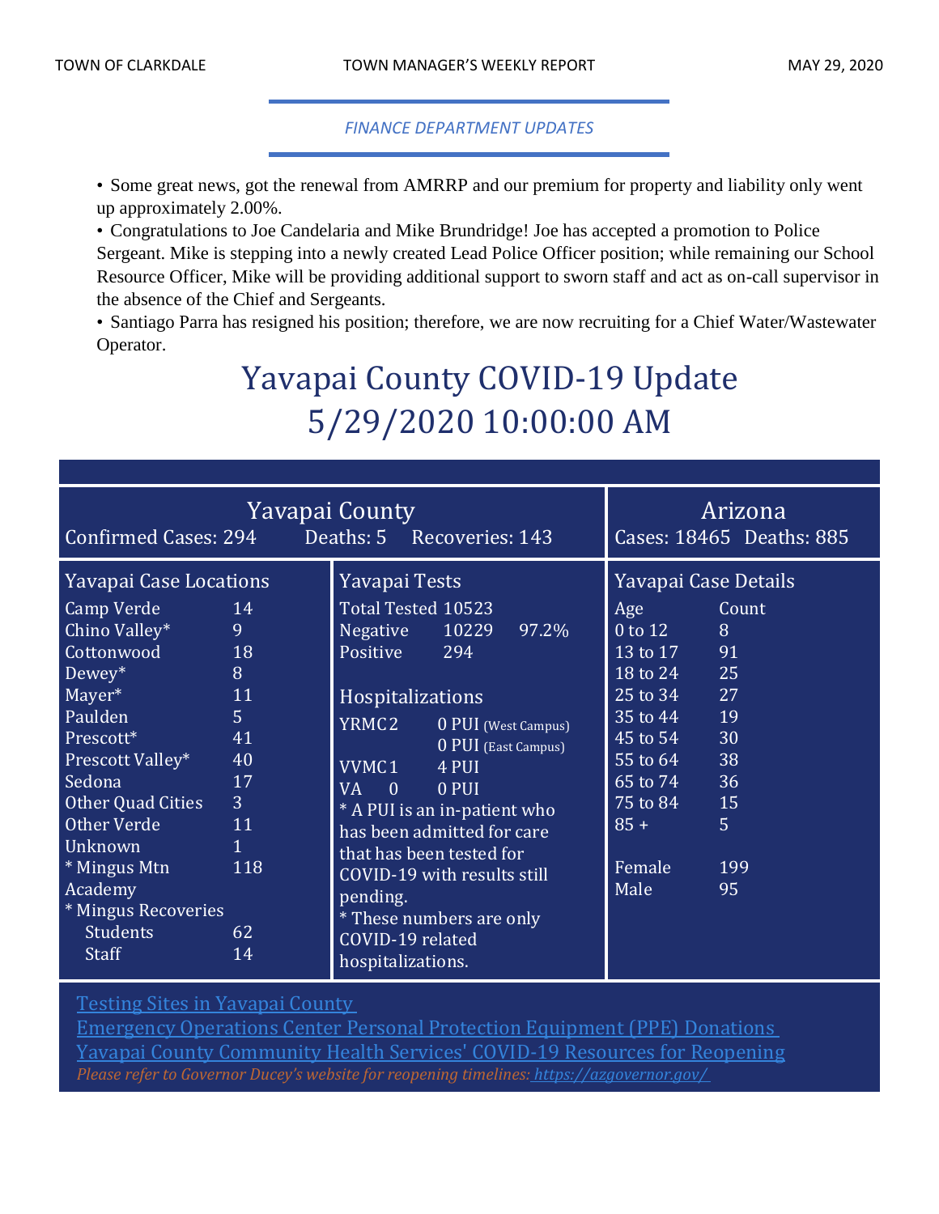## *FINANCE DEPARTMENT UPDATES*

- Some great news, got the renewal from AMRRP and our premium for property and liability only went up approximately 2.00%.
- Congratulations to Joe Candelaria and Mike Brundridge! Joe has accepted a promotion to Police Sergeant. Mike is stepping into a newly created Lead Police Officer position; while remaining our School Resource Officer, Mike will be providing additional support to sworn staff and act as on-call supervisor in the absence of the Chief and Sergeants.
- Santiago Parra has resigned his position; therefore, we are now recruiting for a Chief Water/Wastewater Operator.

# Yavapai County COVID-19 Update
# 5/29/2020 10:00:00 AM

**Yavapai County**
Confirmed Cases: 294 Deaths: 5 Recoveries: 143

**Arizona**
Cases: 18465 Deaths: 885

### Yavapai Case Locations

| Location | Count |
|---|---|
| Camp Verde | 14 |
| Chino Valley* | 9 |
| Cottonwood | 18 |
| Dewey* | 8 |
| Mayer* | 11 |
| Paulden | 5 |
| Prescott* | 41 |
| Prescott Valley* | 40 |
| Sedona | 17 |
| Other Quad Cities | 3 |
| Other Verde | 11 |
| Unknown | 1 |
| * Mingus Mtn Academy | 118 |
| * Mingus Recoveries | |
| Students | 62 |
| Staff | 14 |

### Yavapai Tests

| | | |
|---|---|---|
| Total Tested | 10523 | |
| Negative | 10229 | 97.2% |
| Positive | 294 | |

### Hospitalizations

| | | |
|---|---|---|
| YRMC | 2 | 0 PUI (West Campus) |
| | | 0 PUI (East Campus) |
| VVMC | 1 | 4 PUI |
| VA | 0 | 0 PUI |

* A PUI is an in-patient who has been admitted for care that has been tested for COVID-19 with results still pending.
* These numbers are only COVID-19 related hospitalizations.

### Yavapai Case Details

| Age | Count |
|---|---|
| 0 to 12 | 8 |
| 13 to 17 | 91 |
| 18 to 24 | 25 |
| 25 to 34 | 27 |
| 35 to 44 | 19 |
| 45 to 54 | 30 |
| 55 to 64 | 38 |
| 65 to 74 | 36 |
| 75 to 84 | 15 |
| 85 + | 5 |

| | |
|---|---|
| Female | 199 |
| Male | 95 |

Testing Sites in Yavapai County
Emergency Operations Center Personal Protection Equipment (PPE) Donations
Yavapai County Community Health Services' COVID-19 Resources for Reopening
*Please refer to Governor Ducey's website for reopening timelines: https://azgovernor.gov/*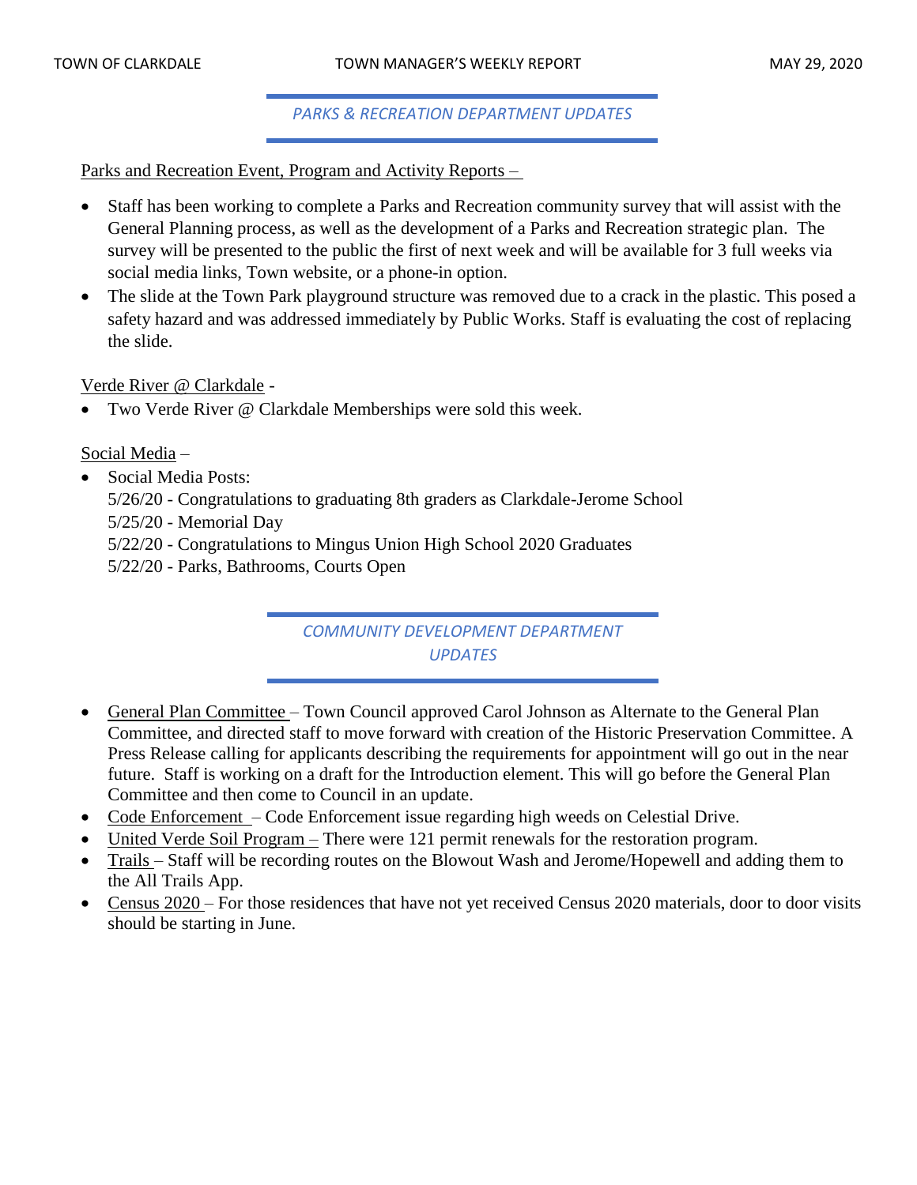## *PARKS & RECREATION DEPARTMENT UPDATES*

Parks and Recreation Event, Program and Activity Reports –

- Staff has been working to complete a Parks and Recreation community survey that will assist with the General Planning process, as well as the development of a Parks and Recreation strategic plan. The survey will be presented to the public the first of next week and will be available for 3 full weeks via social media links, Town website, or a phone-in option.
- The slide at the Town Park playground structure was removed due to a crack in the plastic. This posed a safety hazard and was addressed immediately by Public Works. Staff is evaluating the cost of replacing the slide.

Verde River @ Clarkdale -

- Two Verde River @ Clarkdale Memberships were sold this week.

Social Media –

- Social Media Posts:
  5/26/20 - Congratulations to graduating 8th graders as Clarkdale-Jerome School
  5/25/20 - Memorial Day
  5/22/20 - Congratulations to Mingus Union High School 2020 Graduates
  5/22/20 - Parks, Bathrooms, Courts Open

## *COMMUNITY DEVELOPMENT DEPARTMENT UPDATES*

- General Plan Committee – Town Council approved Carol Johnson as Alternate to the General Plan Committee, and directed staff to move forward with creation of the Historic Preservation Committee. A Press Release calling for applicants describing the requirements for appointment will go out in the near future. Staff is working on a draft for the Introduction element. This will go before the General Plan Committee and then come to Council in an update.
- Code Enforcement – Code Enforcement issue regarding high weeds on Celestial Drive.
- United Verde Soil Program – There were 121 permit renewals for the restoration program.
- Trails – Staff will be recording routes on the Blowout Wash and Jerome/Hopewell and adding them to the All Trails App.
- Census 2020 – For those residences that have not yet received Census 2020 materials, door to door visits should be starting in June.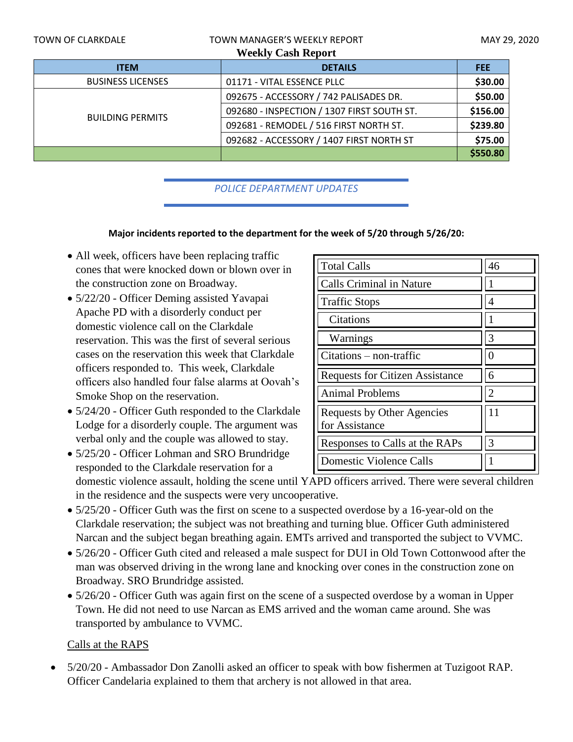## Weekly Cash Report

| ITEM | DETAILS | FEE |
| --- | --- | --- |
| BUSINESS LICENSES | 01171 - VITAL ESSENCE PLLC | $30.00 |
| BUILDING PERMITS | 092675 - ACCESSORY / 742 PALISADES DR. | $50.00 |
| | 092680 - INSPECTION / 1307 FIRST SOUTH ST. | $156.00 |
| | 092681 - REMODEL / 516 FIRST NORTH ST. | $239.80 |
| | 092682 - ACCESSORY / 1407 FIRST NORTH ST | $75.00 |
| | | $550.80 |

## *POLICE DEPARTMENT UPDATES*

**Major incidents reported to the department for the week of 5/20 through 5/26/20:**

| Total Calls | 46 |
| --- | --- |
| Calls Criminal in Nature | 1 |
| Traffic Stops | 4 |
| Citations | 1 |
| Warnings | 3 |
| Citations – non-traffic | 0 |
| Requests for Citizen Assistance | 6 |
| Animal Problems | 2 |
| Requests by Other Agencies for Assistance | 11 |
| Responses to Calls at the RAPs | 3 |
| Domestic Violence Calls | 1 |

- All week, officers have been replacing traffic cones that were knocked down or blown over in the construction zone on Broadway.
- 5/22/20 - Officer Deming assisted Yavapai Apache PD with a disorderly conduct per domestic violence call on the Clarkdale reservation. This was the first of several serious cases on the reservation this week that Clarkdale officers responded to. This week, Clarkdale officers also handled four false alarms at Oovah's Smoke Shop on the reservation.
- 5/24/20 - Officer Guth responded to the Clarkdale Lodge for a disorderly couple. The argument was verbal only and the couple was allowed to stay.
- 5/25/20 - Officer Lohman and SRO Brundridge responded to the Clarkdale reservation for a domestic violence assault, holding the scene until YAPD officers arrived. There were several children in the residence and the suspects were very uncooperative.
- 5/25/20 - Officer Guth was the first on scene to a suspected overdose by a 16-year-old on the Clarkdale reservation; the subject was not breathing and turning blue. Officer Guth administered Narcan and the subject began breathing again. EMTs arrived and transported the subject to VVMC.
- 5/26/20 - Officer Guth cited and released a male suspect for DUI in Old Town Cottonwood after the man was observed driving in the wrong lane and knocking over cones in the construction zone on Broadway. SRO Brundridge assisted.
- 5/26/20 - Officer Guth was again first on the scene of a suspected overdose by a woman in Upper Town. He did not need to use Narcan as EMS arrived and the woman came around. She was transported by ambulance to VVMC.

Calls at the RAPS

- 5/20/20 - Ambassador Don Zanolli asked an officer to speak with bow fishermen at Tuzigoot RAP. Officer Candelaria explained to them that archery is not allowed in that area.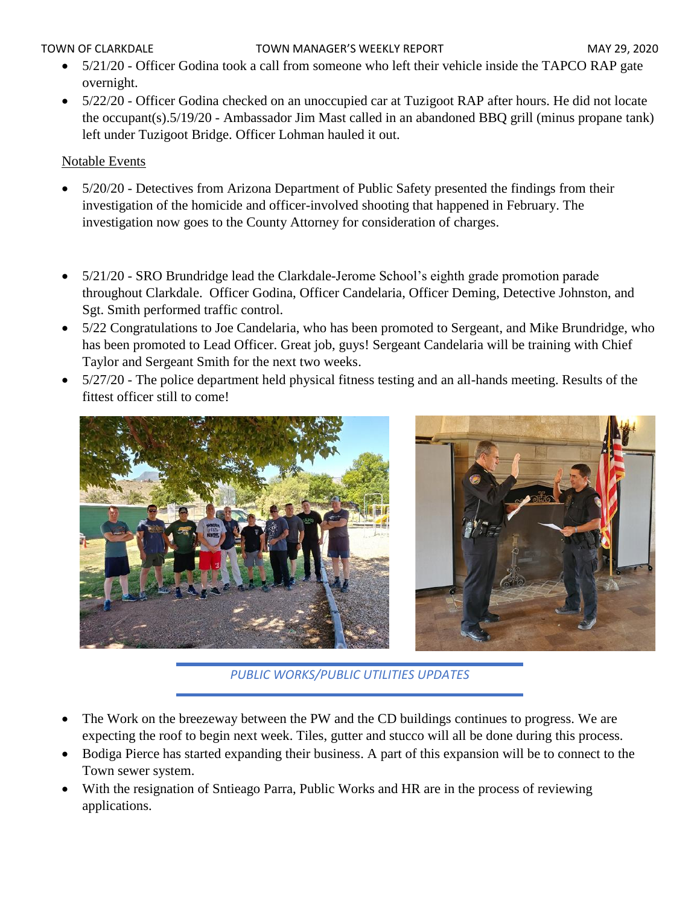- 5/21/20 - Officer Godina took a call from someone who left their vehicle inside the TAPCO RAP gate overnight.
- 5/22/20 - Officer Godina checked on an unoccupied car at Tuzigoot RAP after hours. He did not locate the occupant(s).5/19/20 - Ambassador Jim Mast called in an abandoned BBQ grill (minus propane tank) left under Tuzigoot Bridge. Officer Lohman hauled it out.

Notable Events

- 5/20/20 - Detectives from Arizona Department of Public Safety presented the findings from their investigation of the homicide and officer-involved shooting that happened in February. The investigation now goes to the County Attorney for consideration of charges.

- 5/21/20 - SRO Brundridge lead the Clarkdale-Jerome School's eighth grade promotion parade throughout Clarkdale. Officer Godina, Officer Candelaria, Officer Deming, Detective Johnston, and Sgt. Smith performed traffic control.
- 5/22 Congratulations to Joe Candelaria, who has been promoted to Sergeant, and Mike Brundridge, who has been promoted to Lead Officer. Great job, guys! Sergeant Candelaria will be training with Chief Taylor and Sergeant Smith for the next two weeks.
- 5/27/20 - The police department held physical fitness testing and an all-hands meeting. Results of the fittest officer still to come!

## *PUBLIC WORKS/PUBLIC UTILITIES UPDATES*

- The Work on the breezeway between the PW and the CD buildings continues to progress. We are expecting the roof to begin next week. Tiles, gutter and stucco will all be done during this process.
- Bodiga Pierce has started expanding their business. A part of this expansion will be to connect to the Town sewer system.
- With the resignation of Sntieago Parra, Public Works and HR are in the process of reviewing applications.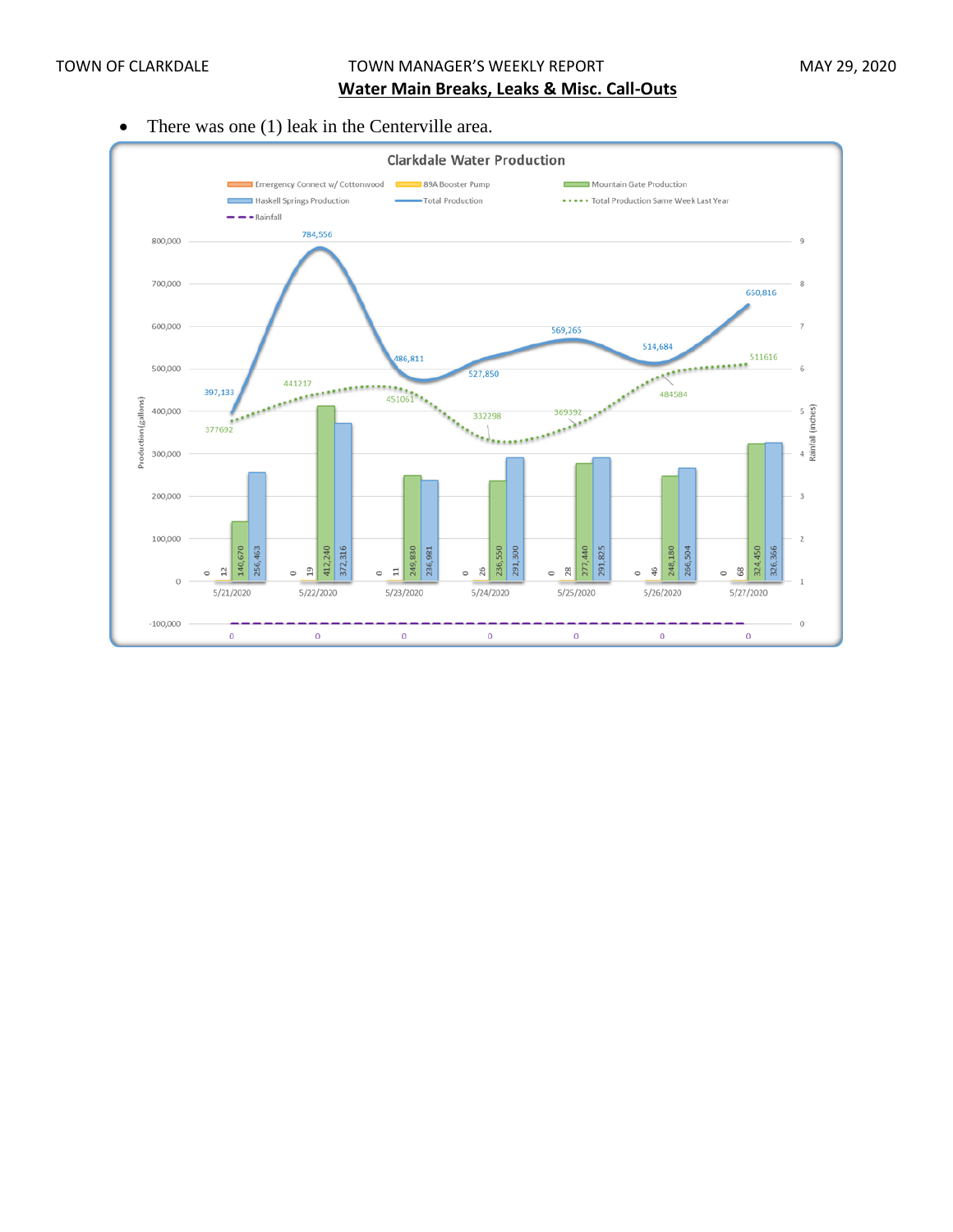## Water Main Breaks, Leaks & Misc. Call-Outs

- There was one (1) leak in the Centerville area.

Clarkdale Water Production

Emergency Connect w/ Cottonwood
89A Booster Pump
Mountain Gate Production
Haskell Springs Production
Total Production
Total Production Same Week Last Year
Rainfall

Production(gallons)

800,000
700,000
600,000
500,000
400,000
300,000
200,000
100,000
0
-100,000

Rainfall (inches)

9
8
7
6
5
4
3
2
1
0

784,556
650,816
569,265
514,684
486,811
527,850
397,133
511616
441217
451061
484584
377692
332298
369392

5/21/2020: 0, 12, 140,670, 256,463
5/22/2020: 0, 19, 412,240, 372,316
5/23/2020: 0, 11, 249,830, 236,981
5/24/2020: 0, 26, 236,550, 291,300
5/25/2020: 0, 28, 277,440, 291,825
5/26/2020: 0, 46, 248,180, 266,504
5/27/2020: 0, 68, 324,450, 326,366

0
0
0
0
0
0
0